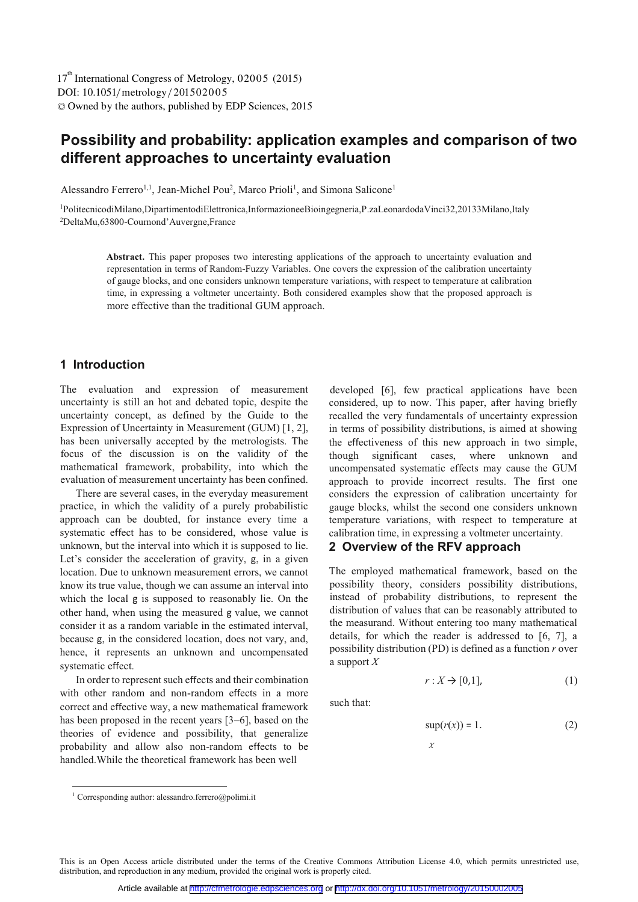# Possibility and probability: application examples and comparison of two different approaches to uncertainty evaluation

Alessandro Ferrero[1,1], Jean-Michel Pou[2], Marco Prioli[1], and Simona Salicone[1]

[1]PolitecnicodiMilano,DipartimentodiElettronica,InformazioneeBioingegneria,P.zaLeonardodaVinci32,20133Milano,Italy
[2]DeltaMu,63800-Cournond'Auvergne,France

**Abstract.** This paper proposes two interesting applications of the approach to uncertainty evaluation and representation in terms of Random-Fuzzy Variables. One covers the expression of the calibration uncertainty of gauge blocks, and one considers unknown temperature variations, with respect to temperature at calibration time, in expressing a voltmeter uncertainty. Both considered examples show that the proposed approach is more effective than the traditional GUM approach.

## 1 Introduction

The evaluation and expression of measurement uncertainty is still an hot and debated topic, despite the uncertainty concept, as defined by the Guide to the Expression of Uncertainty in Measurement (GUM) [1, 2], has been universally accepted by the metrologists. The focus of the discussion is on the validity of the mathematical framework, probability, into which the evaluation of measurement uncertainty has been confined.

There are several cases, in the everyday measurement practice, in which the validity of a purely probabilistic approach can be doubted, for instance every time a systematic effect has to be considered, whose value is unknown, but the interval into which it is supposed to lie. Let's consider the acceleration of gravity, g, in a given location. Due to unknown measurement errors, we cannot know its true value, though we can assume an interval into which the local g is supposed to reasonably lie. On the other hand, when using the measured g value, we cannot consider it as a random variable in the estimated interval, because g, in the considered location, does not vary, and, hence, it represents an unknown and uncompensated systematic effect.

In order to represent such effects and their combination with other random and non-random effects in a more correct and effective way, a new mathematical framework has been proposed in the recent years [3–6], based on the theories of evidence and possibility, that generalize probability and allow also non-random effects to be handled.While the theoretical framework has been well developed [6], few practical applications have been considered, up to now. This paper, after having briefly recalled the very fundamentals of uncertainty expression in terms of possibility distributions, is aimed at showing the effectiveness of this new approach in two simple, though significant cases, where unknown and uncompensated systematic effects may cause the GUM approach to provide incorrect results. The first one considers the expression of calibration uncertainty for gauge blocks, whilst the second one considers unknown temperature variations, with respect to temperature at calibration time, in expressing a voltmeter uncertainty.

## 2 Overview of the RFV approach

The employed mathematical framework, based on the possibility theory, considers possibility distributions, instead of probability distributions, to represent the distribution of values that can be reasonably attributed to the measurand. Without entering too many mathematical details, for which the reader is addressed to [6, 7], a possibility distribution (PD) is defined as a function $r$ over a support $X$

$$r : X \rightarrow [0,1], \tag{1}$$

such that:

$$\sup_X (r(x)) = 1. \tag{2}$$

[1] Corresponding author: alessandro.ferrero@polimi.it

This is an Open Access article distributed under the terms of the Creative Commons Attribution License 4.0, which permits unrestricted use, distribution, and reproduction in any medium, provided the original work is properly cited.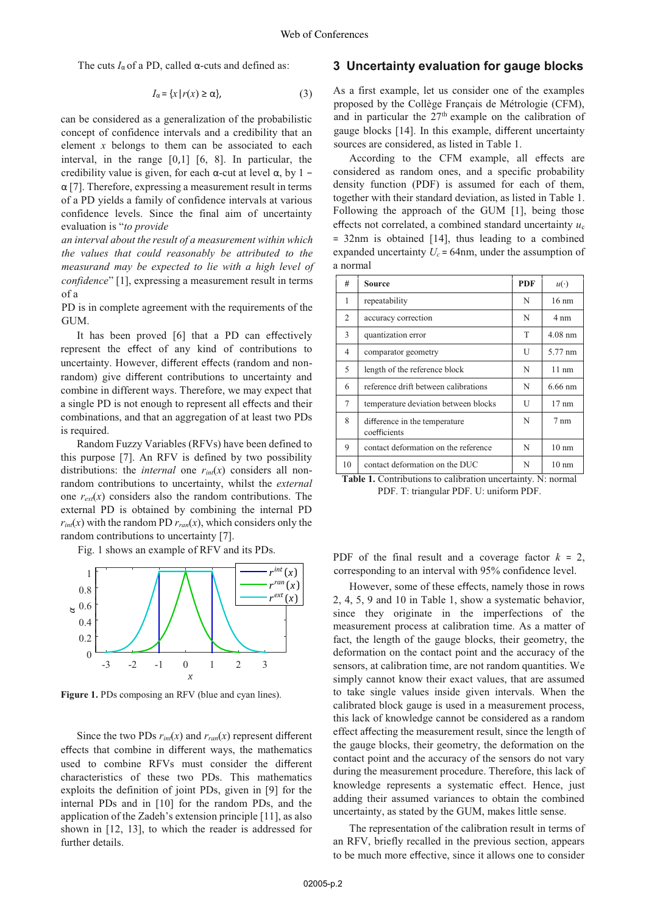The cuts $I_\alpha$ of a PD, called α-cuts and defined as:

$$I_\alpha = \{x \,|\, r(x) \geq \alpha\}, \tag{3}$$

can be considered as a generalization of the probabilistic concept of confidence intervals and a credibility that an element $x$ belongs to them can be associated to each interval, in the range [0,1] [6, 8]. In particular, the credibility value is given, for each α-cut at level α, by $1 - \alpha$ [7]. Therefore, expressing a measurement result in terms of a PD yields a family of confidence intervals at various confidence levels. Since the final aim of uncertainty evaluation is "*to provide an interval about the result of a measurement within which the values that could reasonably be attributed to the measurand may be expected to lie with a high level of confidence*" [1], expressing a measurement result in terms of a PD is in complete agreement with the requirements of the GUM.

It has been proved [6] that a PD can effectively represent the effect of any kind of contributions to uncertainty. However, different effects (random and non-random) give different contributions to uncertainty and combine in different ways. Therefore, we may expect that a single PD is not enough to represent all effects and their combinations, and that an aggregation of at least two PDs is required.

Random Fuzzy Variables (RFVs) have been defined to this purpose [7]. An RFV is defined by two possibility distributions: the *internal* one $r_{int}(x)$ considers all non-random contributions to uncertainty, whilst the *external* one $r_{ext}(x)$ considers also the random contributions. The external PD is obtained by combining the internal PD $r_{int}(x)$ with the random PD $r_{ran}(x)$, which considers only the random contributions to uncertainty [7].

Fig. 1 shows an example of RFV and its PDs.

**Figure 1.** PDs composing an RFV (blue and cyan lines).

Since the two PDs $r_{int}(x)$ and $r_{ran}(x)$ represent different effects that combine in different ways, the mathematics used to combine RFVs must consider the different characteristics of these two PDs. This mathematics exploits the definition of joint PDs, given in [9] for the internal PDs and in [10] for the random PDs, and the application of the Zadeh's extension principle [11], as also shown in [12, 13], to which the reader is addressed for further details.

## 3 Uncertainty evaluation for gauge blocks

As a first example, let us consider one of the examples proposed by the Collège Français de Métrologie (CFM), and in particular the 27th example on the calibration of gauge blocks [14]. In this example, different uncertainty sources are considered, as listed in Table 1.

According to the CFM example, all effects are considered as random ones, and a specific probability density function (PDF) is assumed for each of them, together with their standard deviation, as listed in Table 1. Following the approach of the GUM [1], being those effects not correlated, a combined standard uncertainty $u_c$ = 32nm is obtained [14], thus leading to a combined expanded uncertainty $U_c$ = 64nm, under the assumption of a normal PDF of the final result and a coverage factor $k$ = 2, corresponding to an interval with 95% confidence level.

| # | Source | PDF | $u(\cdot)$ |
|---|---|---|---|
| 1 | repeatability | N | 16 nm |
| 2 | accuracy correction | N | 4 nm |
| 3 | quantization error | T | 4.08 nm |
| 4 | comparator geometry | U | 5.77 nm |
| 5 | length of the reference block | N | 11 nm |
| 6 | reference drift between calibrations | N | 6.66 nm |
| 7 | temperature deviation between blocks | U | 17 nm |
| 8 | difference in the temperature coefficients | N | 7 nm |
| 9 | contact deformation on the reference | N | 10 nm |
| 10 | contact deformation on the DUC | N | 10 nm |

**Table 1.** Contributions to calibration uncertainty. N: normal PDF. T: triangular PDF. U: uniform PDF.

However, some of these effects, namely those in rows 2, 4, 5, 9 and 10 in Table 1, show a systematic behavior, since they originate in the imperfections of the measurement process at calibration time. As a matter of fact, the length of the gauge blocks, their geometry, the deformation on the contact point and the accuracy of the sensors, at calibration time, are not random quantities. We simply cannot know their exact values, that are assumed to take single values inside given intervals. When the calibrated block gauge is used in a measurement process, this lack of knowledge cannot be considered as a random effect affecting the measurement result, since the length of the gauge blocks, their geometry, the deformation on the contact point and the accuracy of the sensors do not vary during the measurement procedure. Therefore, this lack of knowledge represents a systematic effect. Hence, just adding their assumed variances to obtain the combined uncertainty, as stated by the GUM, makes little sense.

The representation of the calibration result in terms of an RFV, briefly recalled in the previous section, appears to be much more effective, since it allows one to consider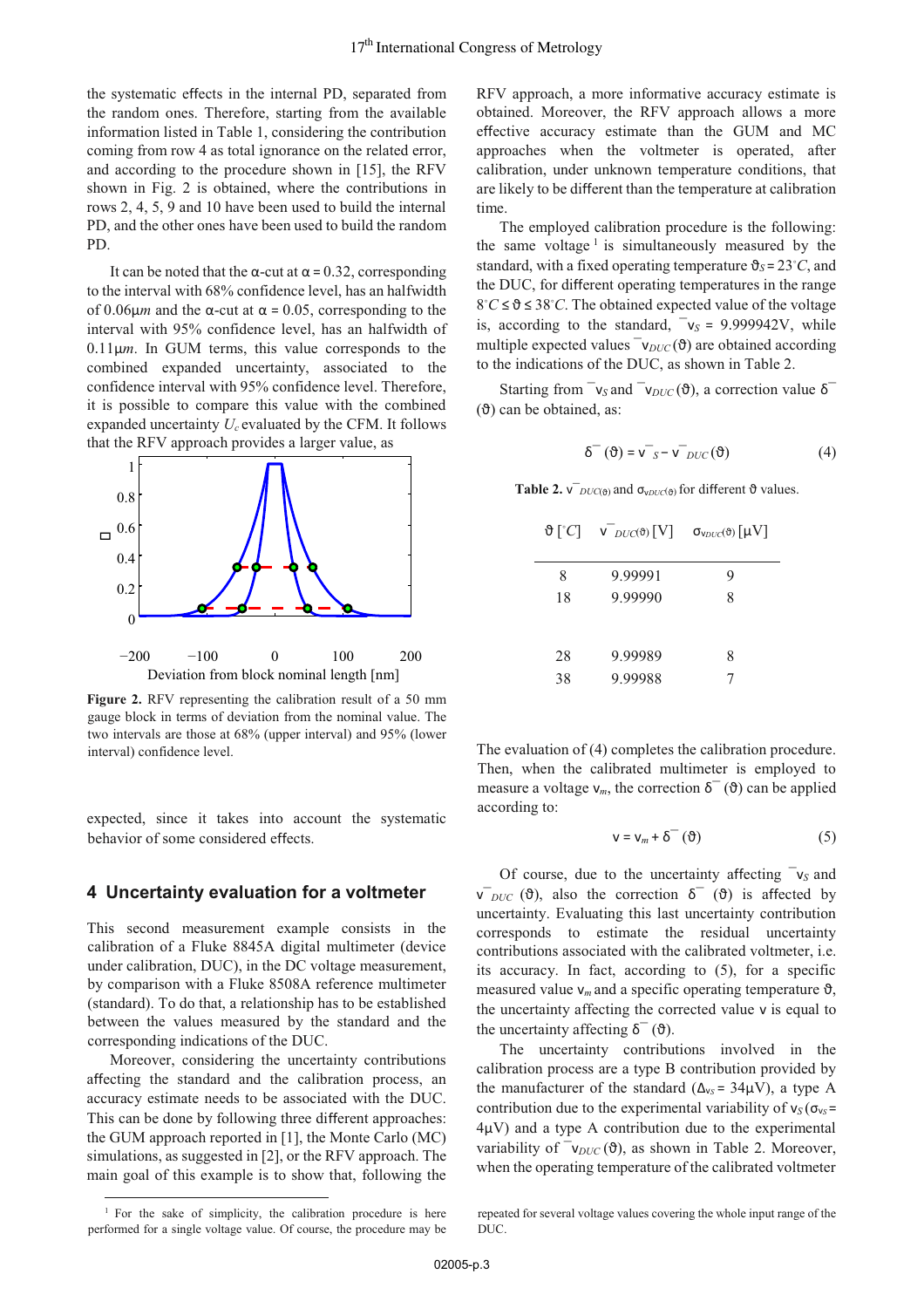the systematic effects in the internal PD, separated from the random ones. Therefore, starting from the available information listed in Table 1, considering the contribution coming from row 4 as total ignorance on the related error, and according to the procedure shown in [15], the RFV shown in Fig. 2 is obtained, where the contributions in rows 2, 4, 5, 9 and 10 have been used to build the internal PD, and the other ones have been used to build the random PD.

It can be noted that the α-cut at $\alpha = 0.32$, corresponding to the interval with 68% confidence level, has an halfwidth of $0.06\mu m$ and the α-cut at $\alpha = 0.05$, corresponding to the interval with 95% confidence level, has an halfwidth of $0.11\mu m$. In GUM terms, this value corresponds to the combined expanded uncertainty, associated to the confidence interval with 95% confidence level. Therefore, it is possible to compare this value with the combined expanded uncertainty $U_c$ evaluated by the CFM. It follows that the RFV approach provides a larger value, as expected, since it takes into account the systematic behavior of some considered effects.

**Figure 2.** RFV representing the calibration result of a 50 mm gauge block in terms of deviation from the nominal value. The two intervals are those at 68% (upper interval) and 95% (lower interval) confidence level.

## 4 Uncertainty evaluation for a voltmeter

This second measurement example consists in the calibration of a Fluke 8845A digital multimeter (device under calibration, DUC), in the DC voltage measurement, by comparison with a Fluke 8508A reference multimeter (standard). To do that, a relationship has to be established between the values measured by the standard and the corresponding indications of the DUC.

Moreover, considering the uncertainty contributions affecting the standard and the calibration process, an accuracy estimate needs to be associated with the DUC. This can be done by following three different approaches: the GUM approach reported in [1], the Monte Carlo (MC) simulations, as suggested in [2], or the RFV approach. The main goal of this example is to show that, following the RFV approach, a more informative accuracy estimate is obtained. Moreover, the RFV approach allows a more effective accuracy estimate than the GUM and MC approaches when the voltmeter is operated, after calibration, under unknown temperature conditions, that are likely to be different than the temperature at calibration time.

The employed calibration procedure is the following: the same voltage [1] is simultaneously measured by the standard, with a fixed operating temperature $\vartheta_S = 23^\circ C$, and the DUC, for different operating temperatures in the range $8^\circ C \le \vartheta \le 38^\circ C$. The obtained expected value of the voltage is, according to the standard, $\bar{v}_S = 9.999942V$, while multiple expected values $\bar{v}_{DUC}(\vartheta)$ are obtained according to the indications of the DUC, as shown in Table 2.

Starting from $\bar{v}_S$ and $\bar{v}_{DUC}(\vartheta)$, a correction value $\bar{\delta}(\vartheta)$ can be obtained, as:

$$\bar{\delta}(\vartheta) = \bar{v}_S - \bar{v}_{DUC}(\vartheta) \tag{4}$$

**Table 2.** $\bar{v}_{DUC(\vartheta)}$ and $\sigma_{vDUC(\vartheta)}$ for different $\vartheta$ values.

| $\vartheta$ [°C] | $\bar{v}_{DUC(\vartheta)}$ [V] | $\sigma_{vDUC(\vartheta)}$ [μV] |
|---|---|---|
| 8 | 9.99991 | 9 |
| 18 | 9.99990 | 8 |
| 28 | 9.99989 | 8 |
| 38 | 9.99988 | 7 |

The evaluation of (4) completes the calibration procedure. Then, when the calibrated multimeter is employed to measure a voltage $v_m$, the correction $\bar{\delta}(\vartheta)$ can be applied according to:

$$v = v_m + \bar{\delta}(\vartheta) \tag{5}$$

Of course, due to the uncertainty affecting $\bar{v}_S$ and $\bar{v}_{DUC}(\vartheta)$, also the correction $\bar{\delta}(\vartheta)$ is affected by uncertainty. Evaluating this last uncertainty contribution corresponds to estimate the residual uncertainty contributions associated with the calibrated voltmeter, i.e. its accuracy. In fact, according to (5), for a specific measured value $v_m$ and a specific operating temperature $\vartheta$, the uncertainty affecting the corrected value $v$ is equal to the uncertainty affecting $\bar{\delta}(\vartheta)$.

The uncertainty contributions involved in the calibration process are a type B contribution provided by the manufacturer of the standard ($\Delta_{vs} = 34\mu V$), a type A contribution due to the experimental variability of $v_S$ ($\sigma_{vs} = 4\mu V$) and a type A contribution due to the experimental variability of $\bar{v}_{DUC}(\vartheta)$, as shown in Table 2. Moreover, when the operating temperature of the calibrated voltmeter

[1] For the sake of simplicity, the calibration procedure is here performed for a single voltage value. Of course, the procedure may be repeated for several voltage values covering the whole input range of the DUC.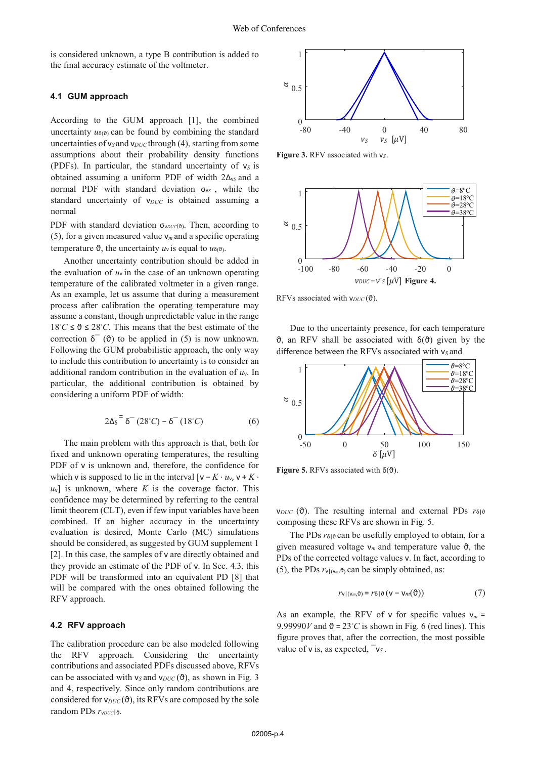is considered unknown, a type B contribution is added to the final accuracy estimate of the voltmeter.

### 4.1 GUM approach

According to the GUM approach [1], the combined uncertainty $u_{\delta(\vartheta)}$ can be found by combining the standard uncertainties of $v_S$ and $v_{DUC}$ through (4), starting from some assumptions about their probability density functions (PDFs). In particular, the standard uncertainty of $v_S$ is obtained assuming a uniform PDF of width $2\Delta_{vs}$ and a normal PDF with standard deviation $\sigma_{vS}$ , while the standard uncertainty of $v_{DUC}$ is obtained assuming a normal PDF with standard deviation $\sigma_{vDUC(\vartheta)}$. Then, according to (5), for a given measured value $v_m$ and a specific operating temperature $\vartheta$, the uncertainty $u_v$ is equal to $u_{\delta(\vartheta)}$.

Another uncertainty contribution should be added in the evaluation of $u_v$ in the case of an unknown operating temperature of the calibrated voltmeter in a given range. As an example, let us assume that during a measurement process after calibration the operating temperature may assume a constant, though unpredictable value in the range $18^\circ C \leq \vartheta \leq 28^\circ C$. This means that the best estimate of the correction $\bar{\delta}(\vartheta)$ to be applied in (5) is now unknown. Following the GUM probabilistic approach, the only way to include this contribution to uncertainty is to consider an additional random contribution in the evaluation of $u_v$. In particular, the additional contribution is obtained by considering a uniform PDF of width:

$$2\Delta_\delta = \bar{\delta}(28^\circ C) - \bar{\delta}(18^\circ C) \qquad (6)$$

The main problem with this approach is that, both for fixed and unknown operating temperatures, the resulting PDF of v is unknown and, therefore, the confidence for which v is supposed to lie in the interval $[v - K \cdot u_v, v + K \cdot u_v]$ is unknown, where $K$ is the coverage factor. This confidence may be determined by referring to the central limit theorem (CLT), even if few input variables have been combined. If an higher accuracy in the uncertainty evaluation is desired, Monte Carlo (MC) simulations should be considered, as suggested by GUM supplement 1 [2]. In this case, the samples of v are directly obtained and they provide an estimate of the PDF of v. In Sec. 4.3, this PDF will be transformed into an equivalent PD [8] that will be compared with the ones obtained following the RFV approach.

### 4.2 RFV approach

The calibration procedure can be also modeled following the RFV approach. Considering the uncertainty contributions and associated PDFs discussed above, RFVs can be associated with $v_S$ and $v_{DUC}(\vartheta)$, as shown in Fig. 3 and 4, respectively. Since only random contributions are considered for $v_{DUC}(\vartheta)$, its RFVs are composed by the sole random PDs $r_{vDUC|\vartheta}$.

**Figure 3.** RFV associated with $v_S$.

**Figure 4.** RFVs associated with $v_{DUC}(\vartheta)$.

Due to the uncertainty presence, for each temperature $\vartheta$, an RFV shall be associated with $\delta(\vartheta)$ given by the difference between the RFVs associated with $v_S$ and $v_{DUC}(\vartheta)$. The resulting internal and external PDs $r_{\delta|\vartheta}$ composing these RFVs are shown in Fig. 5.

**Figure 5.** RFVs associated with $\delta(\vartheta)$.

The PDs $r_{\delta|\vartheta}$ can be usefully employed to obtain, for a given measured voltage $v_m$ and temperature value $\vartheta$, the PDs of the corrected voltage values v. In fact, according to (5), the PDs $r_{v|(v_m,\vartheta)}$ can be simply obtained, as:

$$r_{v|(v_m,\vartheta)} = r_{\delta|\vartheta}(v - v_m(\vartheta)) \qquad (7)$$

As an example, the RFV of v for specific values $v_m = 9.99990\,V$ and $\vartheta = 23^\circ C$ is shown in Fig. 6 (red lines). This figure proves that, after the correction, the most possible value of v is, as expected, $\bar{v}_S$.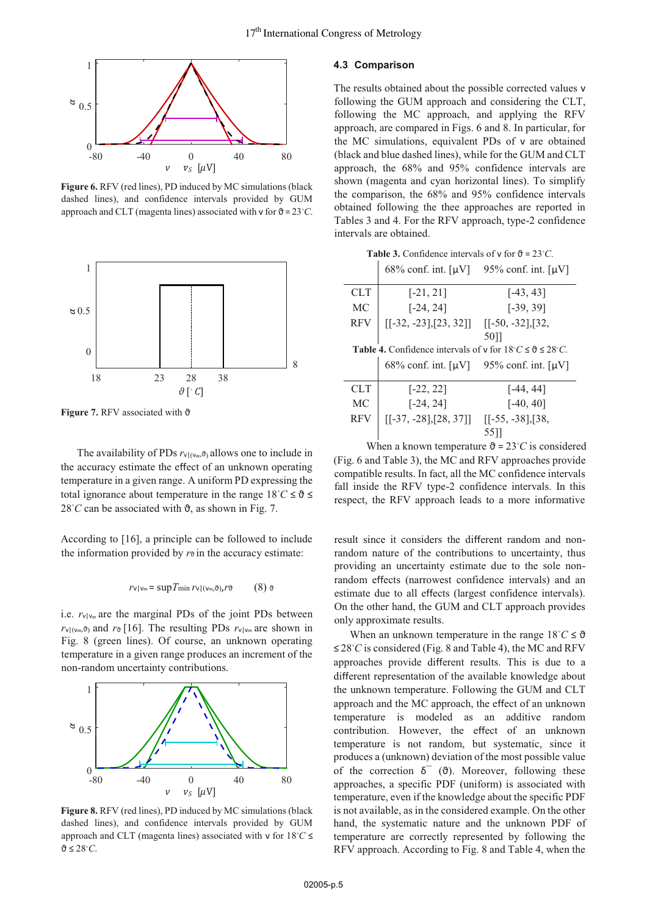Figure 6. RFV (red lines), PD induced by MC simulations (black dashed lines), and confidence intervals provided by GUM approach and CLT (magenta lines) associated with v for $\vartheta = 23^{\circ}C$.

Figure 7. RFV associated with $\vartheta$

The availability of PDs $r_{v|(v_m,\vartheta)}$ allows one to include in the accuracy estimate the effect of an unknown operating temperature in a given range. A uniform PD expressing the total ignorance about temperature in the range $18^{\circ}C \leq \vartheta \leq 28^{\circ}C$ can be associated with $\vartheta$, as shown in Fig. 7.

According to [16], a principle can be followed to include the information provided by $r_\vartheta$ in the accuracy estimate:

$$r_{v|v_m} = \sup_\vartheta T_{\min}\, r_{v|(v_m,\vartheta)}, r_\vartheta \qquad (8)$$

i.e. $r_{v|v_m}$ are the marginal PDs of the joint PDs between $r_{v|(v_m,\vartheta)}$ and $r_\vartheta$ [16]. The resulting PDs $r_{v|v_m}$ are shown in Fig. 8 (green lines). Of course, an unknown operating temperature in a given range produces an increment of the non-random uncertainty contributions.

Figure 8. RFV (red lines), PD induced by MC simulations (black dashed lines), and confidence intervals provided by GUM approach and CLT (magenta lines) associated with v for $18^{\circ}C \leq \vartheta \leq 28^{\circ}C$.

### 4.3 Comparison

The results obtained about the possible corrected values v following the GUM approach and considering the CLT, following the MC approach, and applying the RFV approach, are compared in Figs. 6 and 8. In particular, for the MC simulations, equivalent PDs of v are obtained (black and blue dashed lines), while for the GUM and CLT approach, the 68% and 95% confidence intervals are shown (magenta and cyan horizontal lines). To simplify the comparison, the 68% and 95% confidence intervals obtained following the thee approaches are reported in Tables 3 and 4. For the RFV approach, type-2 confidence intervals are obtained.

**Table 3.** Confidence intervals of v for $\vartheta = 23^{\circ}C$.

| | 68% conf. int. [μV] | 95% conf. int. [μV] |
|---|---|---|
| CLT | [-21, 21] | [-43, 43] |
| MC | [-24, 24] | [-39, 39] |
| RFV | [[-32, -23],[23, 32]] | [[-50, -32],[32, 50]] |

**Table 4.** Confidence intervals of v for $18^{\circ}C \leq \vartheta \leq 28^{\circ}C$.

| | 68% conf. int. [μV] | 95% conf. int. [μV] |
|---|---|---|
| CLT | [-22, 22] | [-44, 44] |
| MC | [-24, 24] | [-40, 40] |
| RFV | [[-37, -28],[28, 37]] | [[-55, -38],[38, 55]] |

When a known temperature $\vartheta = 23^{\circ}C$ is considered (Fig. 6 and Table 3), the MC and RFV approaches provide compatible results. In fact, all the MC confidence intervals fall inside the RFV type-2 confidence intervals. In this respect, the RFV approach leads to a more informative result since it considers the different random and non-random nature of the contributions to uncertainty, thus providing an uncertainty estimate due to the sole non-random effects (narrowest confidence intervals) and an estimate due to all effects (largest confidence intervals). On the other hand, the GUM and CLT approach provides only approximate results.

When an unknown temperature in the range $18^{\circ}C \leq \vartheta \leq 28^{\circ}C$ is considered (Fig. 8 and Table 4), the MC and RFV approaches provide different results. This is due to a different representation of the available knowledge about the unknown temperature. Following the GUM and CLT approach and the MC approach, the effect of an unknown temperature is modeled as an additive random contribution. However, the effect of an unknown temperature is not random, but systematic, since it produces a (unknown) deviation of the most possible value of the correction $\delta^{-}(\vartheta)$. Moreover, following these approaches, a specific PDF (uniform) is associated with temperature, even if the knowledge about the specific PDF is not available, as in the considered example. On the other hand, the systematic nature and the unknown PDF of temperature are correctly represented by following the RFV approach. According to Fig. 8 and Table 4, when the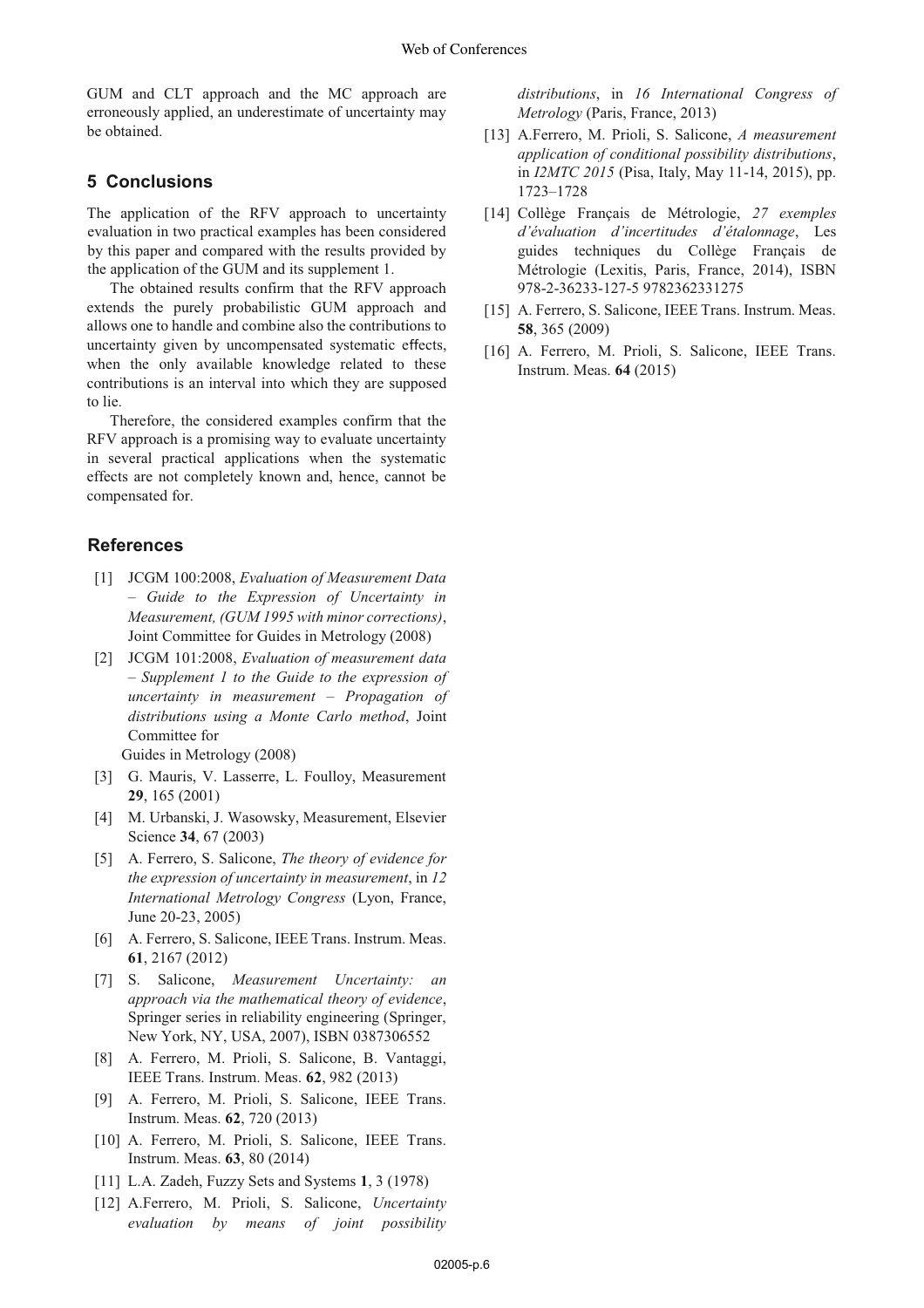GUM and CLT approach and the MC approach are erroneously applied, an underestimate of uncertainty may be obtained.

## 5 Conclusions

The application of the RFV approach to uncertainty evaluation in two practical examples has been considered by this paper and compared with the results provided by the application of the GUM and its supplement 1.

The obtained results confirm that the RFV approach extends the purely probabilistic GUM approach and allows one to handle and combine also the contributions to uncertainty given by uncompensated systematic effects, when the only available knowledge related to these contributions is an interval into which they are supposed to lie.

Therefore, the considered examples confirm that the RFV approach is a promising way to evaluate uncertainty in several practical applications when the systematic effects are not completely known and, hence, cannot be compensated for.

## References

[1] JCGM 100:2008, *Evaluation of Measurement Data – Guide to the Expression of Uncertainty in Measurement, (GUM 1995 with minor corrections)*, Joint Committee for Guides in Metrology (2008)

[2] JCGM 101:2008, *Evaluation of measurement data – Supplement 1 to the Guide to the expression of uncertainty in measurement – Propagation of distributions using a Monte Carlo method*, Joint Committee for Guides in Metrology (2008)

[3] G. Mauris, V. Lasserre, L. Foulloy, Measurement **29**, 165 (2001)

[4] M. Urbanski, J. Wasowsky, Measurement, Elsevier Science **34**, 67 (2003)

[5] A. Ferrero, S. Salicone, *The theory of evidence for the expression of uncertainty in measurement*, in *12 International Metrology Congress* (Lyon, France, June 20-23, 2005)

[6] A. Ferrero, S. Salicone, IEEE Trans. Instrum. Meas. **61**, 2167 (2012)

[7] S. Salicone, *Measurement Uncertainty: an approach via the mathematical theory of evidence*, Springer series in reliability engineering (Springer, New York, NY, USA, 2007), ISBN 0387306552

[8] A. Ferrero, M. Prioli, S. Salicone, B. Vantaggi, IEEE Trans. Instrum. Meas. **62**, 982 (2013)

[9] A. Ferrero, M. Prioli, S. Salicone, IEEE Trans. Instrum. Meas. **62**, 720 (2013)

[10] A. Ferrero, M. Prioli, S. Salicone, IEEE Trans. Instrum. Meas. **63**, 80 (2014)

[11] L.A. Zadeh, Fuzzy Sets and Systems **1**, 3 (1978)

[12] A.Ferrero, M. Prioli, S. Salicone, *Uncertainty evaluation by means of joint possibility distributions*, in *16 International Congress of Metrology* (Paris, France, 2013)

[13] A.Ferrero, M. Prioli, S. Salicone, *A measurement application of conditional possibility distributions*, in *I2MTC 2015* (Pisa, Italy, May 11-14, 2015), pp. 1723–1728

[14] Collège Français de Métrologie, *27 exemples d'évaluation d'incertitudes d'étalonnage*, Les guides techniques du Collège Français de Métrologie (Lexitis, Paris, France, 2014), ISBN 978-2-36233-127-5 9782362331275

[15] A. Ferrero, S. Salicone, IEEE Trans. Instrum. Meas. **58**, 365 (2009)

[16] A. Ferrero, M. Prioli, S. Salicone, IEEE Trans. Instrum. Meas. **64** (2015)